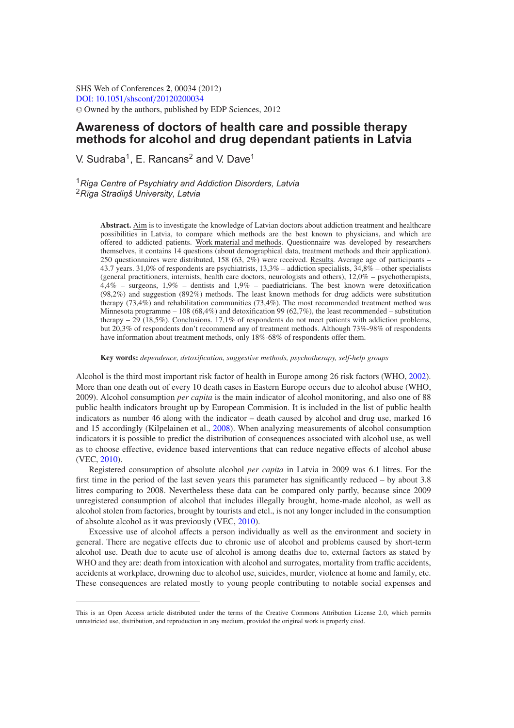SHS Web of Conferences **2**, 00034 (2012)
DOI: 10.1051/shsconf/20120200034
© Owned by the authors, published by EDP Sciences, 2012

# Awareness of doctors of health care and possible therapy methods for alcohol and drug dependant patients in Latvia

V. Sudraba[1], E. Rancans[2] and V. Dave[1]

[1]*Riga Centre of Psychiatry and Addiction Disorders, Latvia*
[2]*Rīga Stradiņš University, Latvia*

**Abstract.** Aim is to investigate the knowledge of Latvian doctors about addiction treatment and healthcare possibilities in Latvia, to compare which methods are the best known to physicians, and which are offered to addicted patients. Work material and methods. Questionnaire was developed by researchers themselves, it contains 14 questions (about demographical data, treatment methods and their application). 250 questionnaires were distributed, 158 (63, 2%) were received. Results. Average age of participants – 43.7 years. 31,0% of respondents are psychiatrists, 13,3% – addiction specialists, 34,8% – other specialists (general practitioners, internists, health care doctors, neurologists and others), 12,0% – psychotherapists, 4,4% – surgeons, 1,9% – dentists and 1,9% – paediatricians. The best known were detoxification (98,2%) and suggestion (892%) methods. The least known methods for drug addicts were substitution therapy (73,4%) and rehabilitation communities (73,4%). The most recommended treatment method was Minnesota programme – 108 (68,4%) and detoxification 99 (62,7%), the least recommended – substitution therapy – 29 (18,5%). Conclusions. 17,1% of respondents do not meet patients with addiction problems, but 20,3% of respondents don't recommend any of treatment methods. Although 73%-98% of respondents have information about treatment methods, only 18%-68% of respondents offer them.

**Key words:** *dependence, detoxification, suggestive methods, psychotherapy, self-help groups*

Alcohol is the third most important risk factor of health in Europe among 26 risk factors (WHO, 2002). More than one death out of every 10 death cases in Eastern Europe occurs due to alcohol abuse (WHO, 2009). Alcohol consumption *per capita* is the main indicator of alcohol monitoring, and also one of 88 public health indicators brought up by European Commision. It is included in the list of public health indicators as number 46 along with the indicator – death caused by alcohol and drug use, marked 16 and 15 accordingly (Kilpelainen et al., 2008). When analyzing measurements of alcohol consumption indicators it is possible to predict the distribution of consequences associated with alcohol use, as well as to choose effective, evidence based interventions that can reduce negative effects of alcohol abuse (VEC, 2010).

Registered consumption of absolute alcohol *per capita* in Latvia in 2009 was 6.1 litres. For the first time in the period of the last seven years this parameter has significantly reduced – by about 3.8 litres comparing to 2008. Nevertheless these data can be compared only partly, because since 2009 unregistered consumption of alcohol that includes illegally brought, home-made alcohol, as well as alcohol stolen from factories, brought by tourists and etcl., is not any longer included in the consumption of absolute alcohol as it was previously (VEC, 2010).

Excessive use of alcohol affects a person individually as well as the environment and society in general. There are negative effects due to chronic use of alcohol and problems caused by short-term alcohol use. Death due to acute use of alcohol is among deaths due to, external factors as stated by WHO and they are: death from intoxication with alcohol and surrogates, mortality from traffic accidents, accidents at workplace, drowning due to alcohol use, suicides, murder, violence at home and family, etc. These consequences are related mostly to young people contributing to notable social expenses and

This is an Open Access article distributed under the terms of the Creative Commons Attribution License 2.0, which permits unrestricted use, distribution, and reproduction in any medium, provided the original work is properly cited.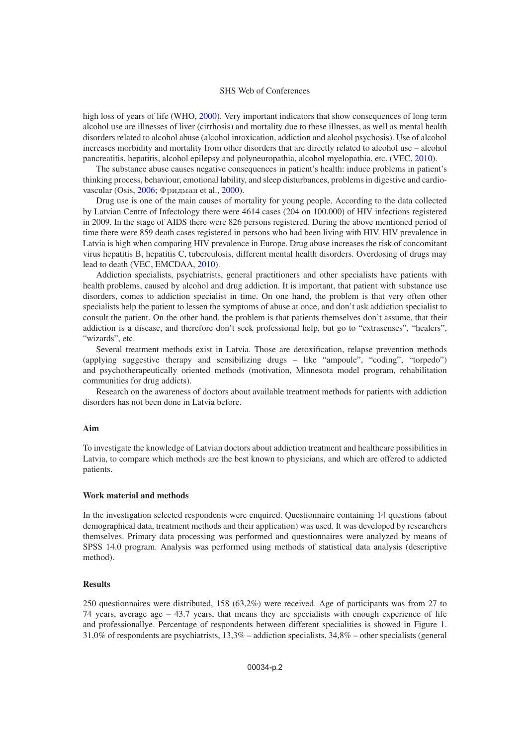high loss of years of life (WHO, 2000). Very important indicators that show consequences of long term alcohol use are illenses of liver (cirrhosis) and mortality due to these illnesses, as well as mental health disorders related to alcohol abuse (alcohol intoxication, addiction and alcohol psychosis). Use of alcohol increases morbidity and mortality from other disorders that are directly related to alcohol use – alcohol pancreatitis, hepatitis, alcohol epilepsy and polyneuropathia, alcohol myelopathia, etc. (VEC, 2010).

The substance abuse causes negative consequences in patient's health: induce problems in patient's thinking process, behaviour, emotional lability, and sleep disturbances, problems in digestive and cardio-vascular (Osis, 2006; Фридман et al., 2000).

Drug use is one of the main causes of mortality for young people. According to the data collected by Latvian Centre of Infectology there were 4614 cases (204 on 100.000) of HIV infections registered in 2009. In the stage of AIDS there were 826 persons registered. During the above mentioned period of time there were 859 death cases registered in persons who had been living with HIV. HIV prevalence in Latvia is high when comparing HIV prevalence in Europe. Drug abuse increases the risk of concomitant virus hepatitis B, hepatitis C, tuberculosis, different mental health disorders. Overdosing of drugs may lead to death (VEC, EMCDAA, 2010).

Addiction specialists, psychiatrists, general practitioners and other specialists have patients with health problems, caused by alcohol and drug addiction. It is important, that patient with substance use disorders, comes to addiction specialist in time. On one hand, the problem is that very often other specialists help the patient to lessen the symptoms of abuse at once, and don't ask addiction specialist to consult the patient. On the other hand, the problem is that patients themselves don't assume, that their addiction is a disease, and therefore don't seek professional help, but go to "extrasenses", "healers", "wizards", etc.

Several treatment methods exist in Latvia. Those are detoxification, relapse prevention methods (applying suggestive therapy and sensibilizing drugs – like "ampoule", "coding", "torpedo") and psychotherapeutically oriented methods (motivation, Minnesota model program, rehabilitation communities for drug addicts).

Research on the awareness of doctors about available treatment methods for patients with addiction disorders has not been done in Latvia before.

### Aim

To investigate the knowledge of Latvian doctors about addiction treatment and healthcare possibilities in Latvia, to compare which methods are the best known to physicians, and which are offered to addicted patients.

### Work material and methods

In the investigation selected respondents were enquired. Questionnaire containing 14 questions (about demographical data, treatment methods and their application) was used. It was developed by researchers themselves. Primary data processing was performed and questionnaires were analyzed by means of SPSS 14.0 program. Analysis was performed using methods of statistical data analysis (descriptive method).

### Results

250 questionnaires were distributed, 158 (63,2%) were received. Age of participants was from 27 to 74 years, average age – 43.7 years, that means they are specialists with enough experience of life and professionallye. Percentage of respondents between different specialities is showed in Figure 1. 31,0% of respondents are psychiatrists, 13,3% – addiction specialists, 34,8% – other specialists (general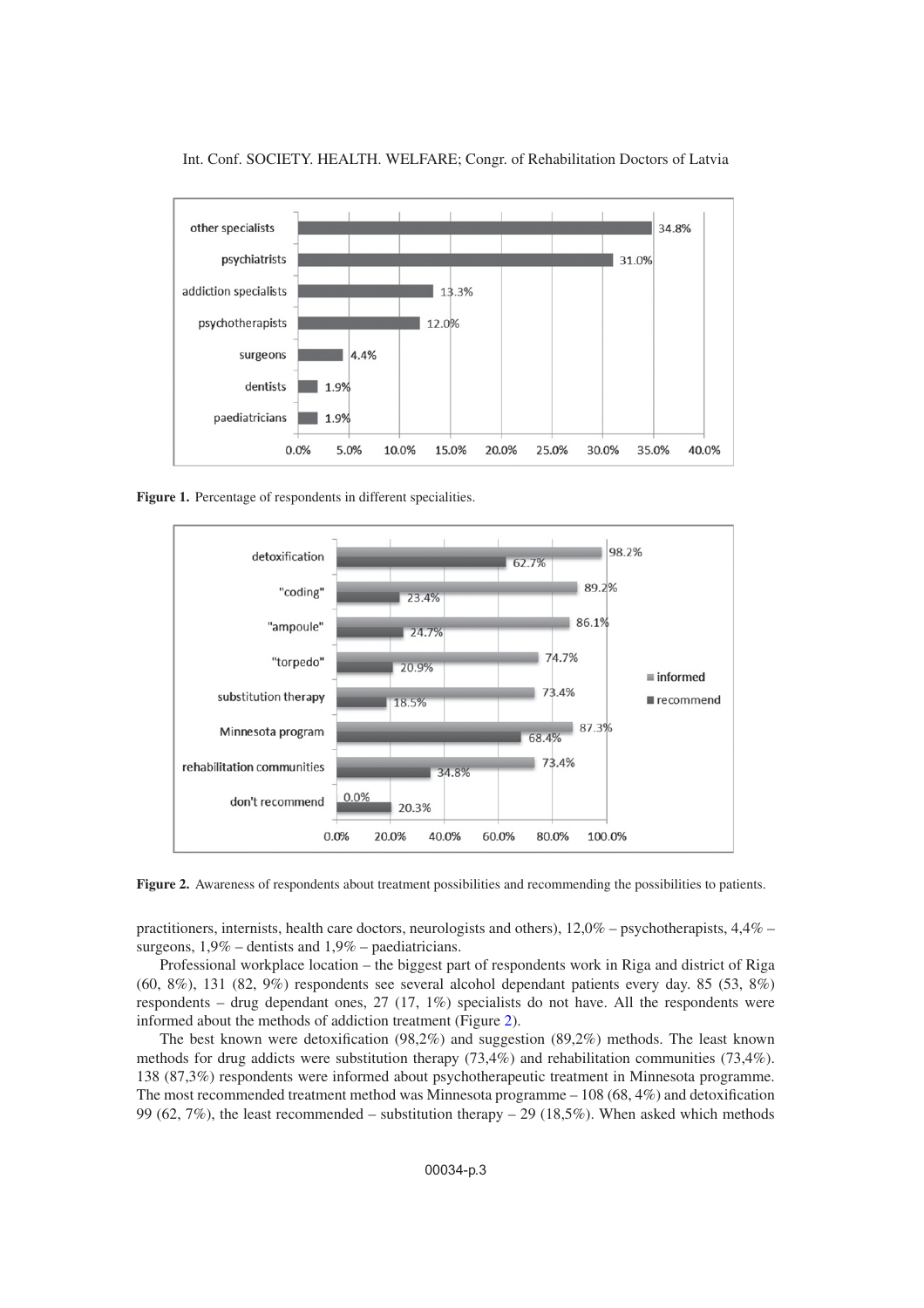**Figure 1.** Percentage of respondents in different specialities.

**Figure 2.** Awareness of respondents about treatment possibilities and recommending the possibilities to patients.

practitioners, internists, health care doctors, neurologists and others), 12,0% – psychotherapists, 4,4% – surgeons, 1,9% – dentists and 1,9% – paediatricians.

Professional workplace location – the biggest part of respondents work in Riga and district of Riga (60, 8%), 131 (82, 9%) respondents see several alcohol dependant patients every day. 85 (53, 8%) respondents – drug dependant ones, 27 (17, 1%) specialists do not have. All the respondents were informed about the methods of addiction treatment (Figure 2).

The best known were detoxification (98,2%) and suggestion (89,2%) methods. The least known methods for drug addicts were substitution therapy (73,4%) and rehabilitation communities (73,4%). 138 (87,3%) respondents were informed about psychotherapeutic treatment in Minnesota programme. The most recommended treatment method was Minnesota programme – 108 (68, 4%) and detoxification 99 (62, 7%), the least recommended – substitution therapy – 29 (18,5%). When asked which methods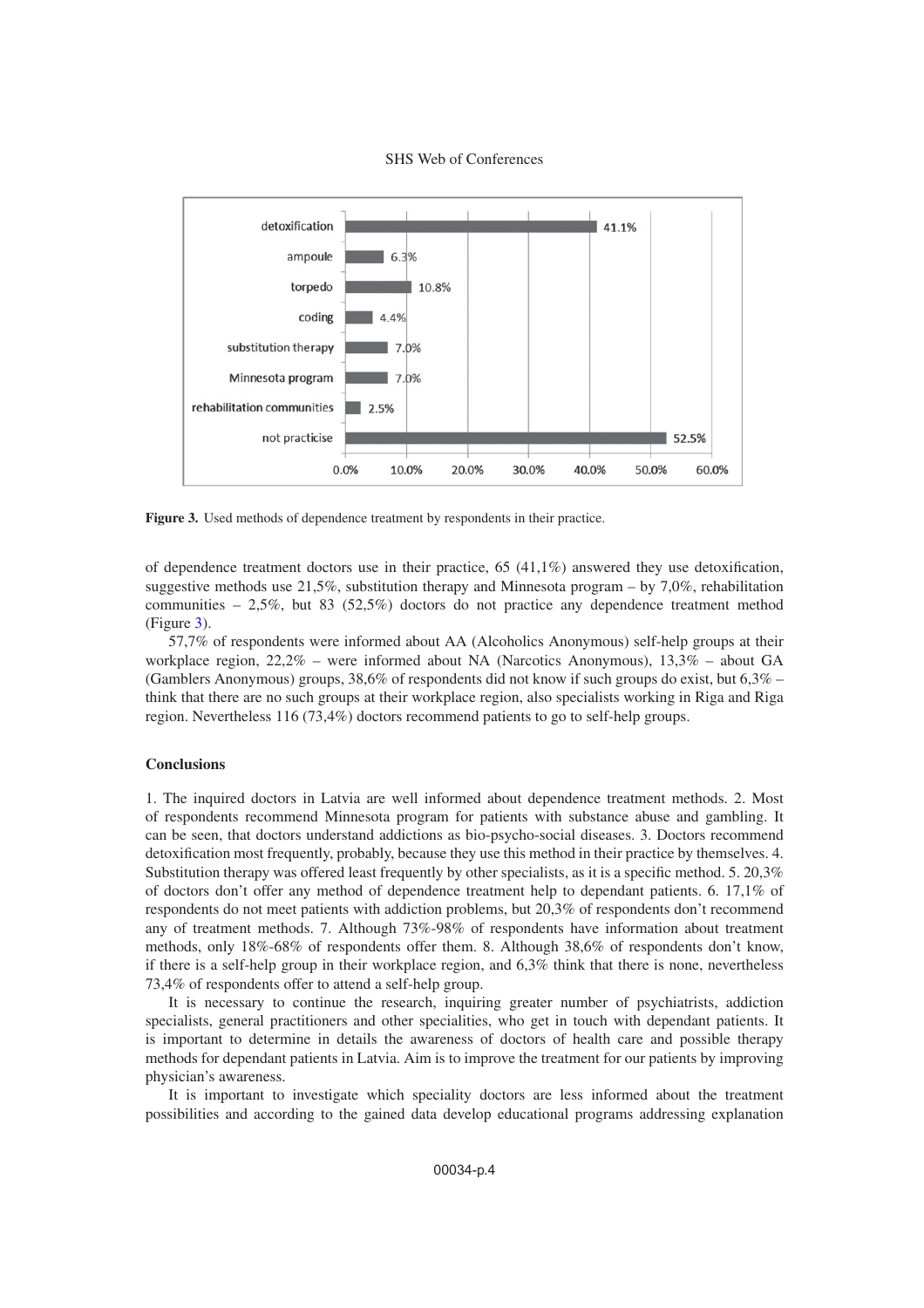Figure 3. Used methods of dependence treatment by respondents in their practice.

of dependence treatment doctors use in their practice, 65 (41,1%) answered they use detoxification, suggestive methods use 21,5%, substitution therapy and Minnesota program – by 7,0%, rehabilitation communities – 2,5%, but 83 (52,5%) doctors do not practice any dependence treatment method (Figure 3).

57,7% of respondents were informed about AA (Alcoholics Anonymous) self-help groups at their workplace region, 22,2% – were informed about NA (Narcotics Anonymous), 13,3% – about GA (Gamblers Anonymous) groups, 38,6% of respondents did not know if such groups do exist, but 6,3% – think that there are no such groups at their workplace region, also specialists working in Riga and Riga region. Nevertheless 116 (73,4%) doctors recommend patients to go to self-help groups.

## Conclusions

1. The inquired doctors in Latvia are well informed about dependence treatment methods. 2. Most of respondents recommend Minnesota program for patients with substance abuse and gambling. It can be seen, that doctors understand addictions as bio-psycho-social diseases. 3. Doctors recommend detoxification most frequently, probably, because they use this method in their practice by themselves. 4. Substitution therapy was offered least frequently by other specialists, as it is a specific method. 5. 20,3% of doctors don't offer any method of dependence treatment help to dependant patients. 6. 17,1% of respondents do not meet patients with addiction problems, but 20,3% of respondents don't recommend any of treatment methods. 7. Although 73%-98% of respondents have information about treatment methods, only 18%-68% of respondents offer them. 8. Although 38,6% of respondents don't know, if there is a self-help group in their workplace region, and 6,3% think that there is none, nevertheless 73,4% of respondents offer to attend a self-help group.

It is necessary to continue the research, inquiring greater number of psychiatrists, addiction specialists, general practitioners and other specialities, who get in touch with dependant patients. It is important to determine in details the awareness of doctors of health care and possible therapy methods for dependant patients in Latvia. Aim is to improve the treatment for our patients by improving physician's awareness.

It is important to investigate which speciality doctors are less informed about the treatment possibilities and according to the gained data develop educational programs addressing explanation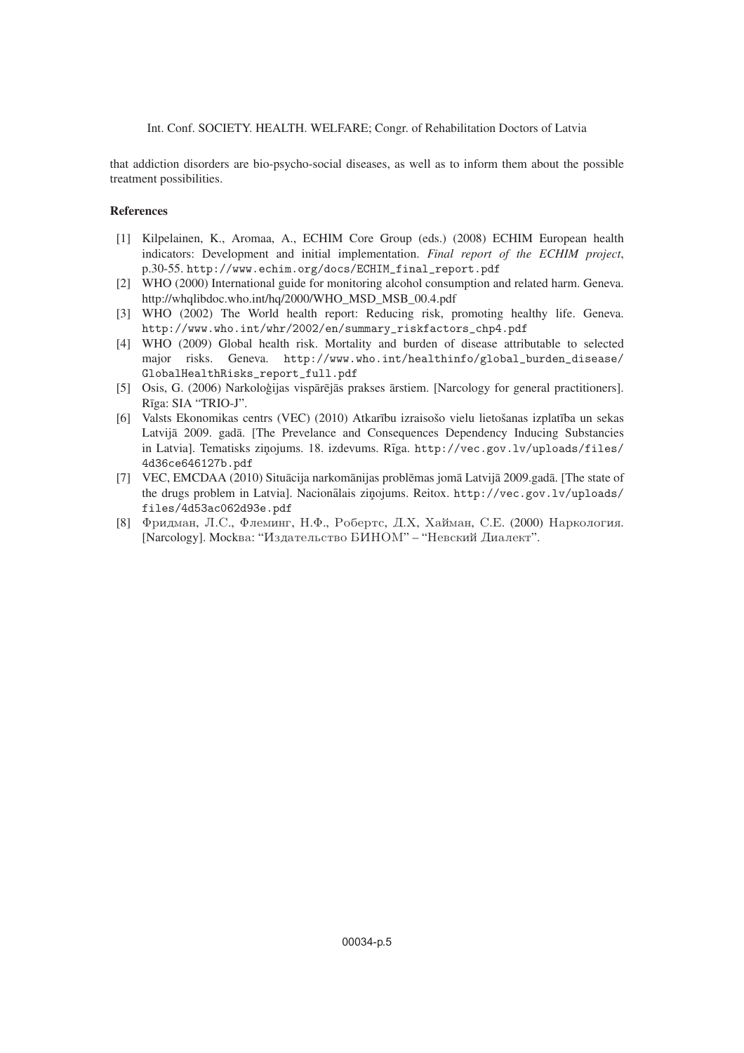that addiction disorders are bio-psycho-social diseases, as well as to inform them about the possible treatment possibilities.

**References**

[1] Kilpelainen, K., Aromaa, A., ECHIM Core Group (eds.) (2008) ECHIM European health indicators: Development and initial implementation. *Final report of the ECHIM project*, p.30-55. http://www.echim.org/docs/ECHIM_final_report.pdf

[2] WHO (2000) International guide for monitoring alcohol consumption and related harm. Geneva. http://whqlibdoc.who.int/hq/2000/WHO_MSD_MSB_00.4.pdf

[3] WHO (2002) The World health report: Reducing risk, promoting healthy life. Geneva. http://www.who.int/whr/2002/en/summary_riskfactors_chp4.pdf

[4] WHO (2009) Global health risk. Mortality and burden of disease attributable to selected major risks. Geneva. http://www.who.int/healthinfo/global_burden_disease/GlobalHealthRisks_report_full.pdf

[5] Osis, G. (2006) Narkoloģijas vispārējās prakses ārstiem. [Narcology for general practitioners]. Rīga: SIA "TRIO-J".

[6] Valsts Ekonomikas centrs (VEC) (2010) Atkarību izraisošo vielu lietošanas izplatība un sekas Latvijā 2009. gadā. [The Prevelance and Consequences Dependency Inducing Substancies in Latvia]. Tematisks ziņojums. 18. izdevums. Rīga. http://vec.gov.lv/uploads/files/4d36ce646127b.pdf

[7] VEC, EMCDAA (2010) Situācija narkomānijas problēmas jomā Latvijā 2009.gadā. [The state of the drugs problem in Latvia]. Nacionālais ziņojums. Reitox. http://vec.gov.lv/uploads/files/4d53ac062d93e.pdf

[8] Фридман, Л.С., Флеминг, Н.Ф., Робертс, Д.Х, Хайман, С.Е. (2000) Наркология. [Narcology]. Москва: "Издательство БИНОМ" – "Невский Диалект".